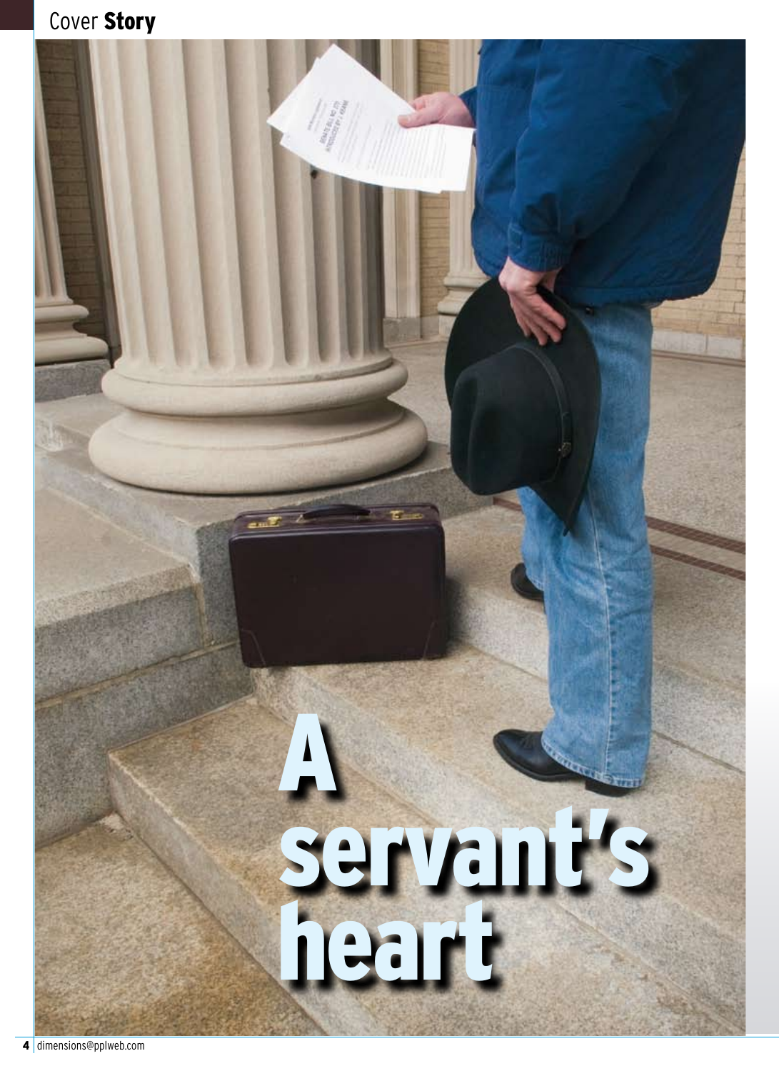Cover **Story**

# A servant's heart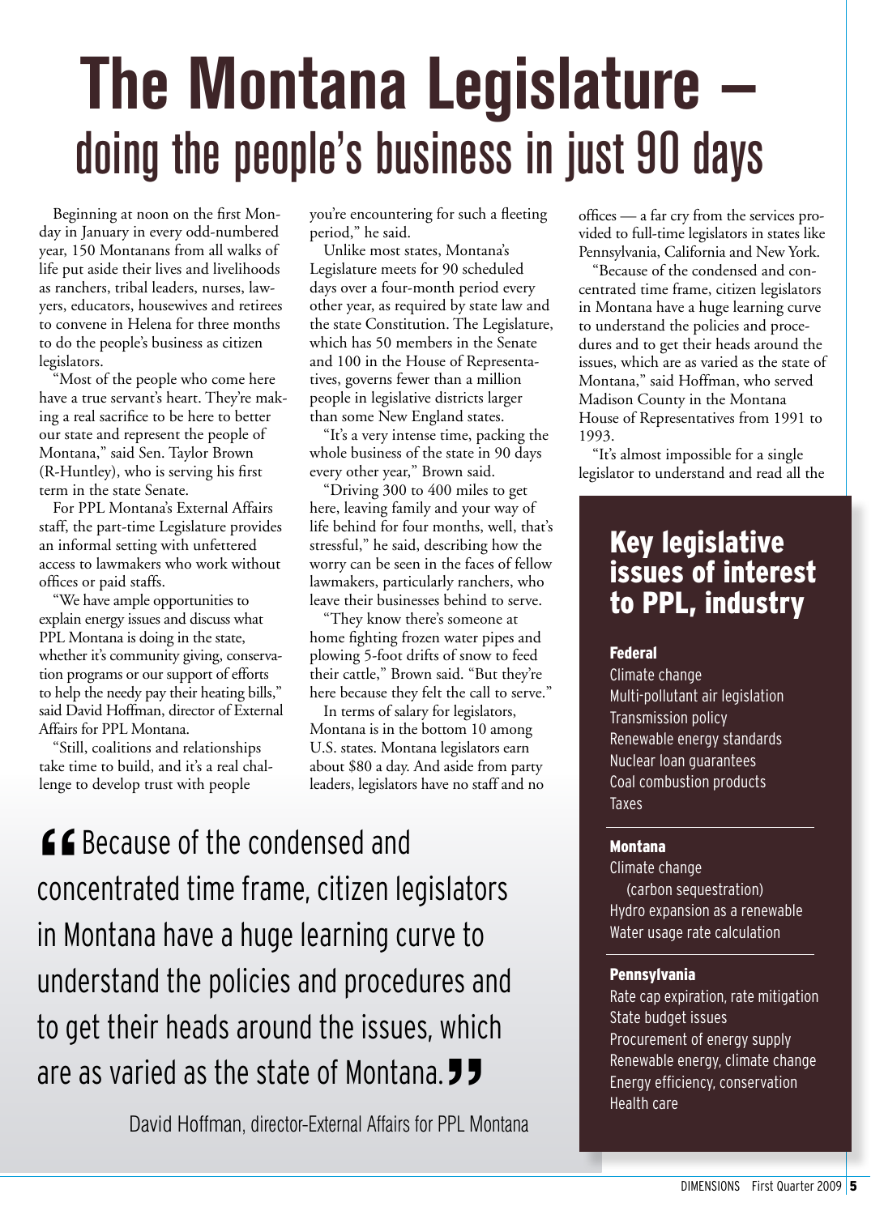# The Montana Legislature – doing the people's business in just 90 days

Beginning at noon on the first Monday in January in every odd-numbered year, 150 Montanans from all walks of life put aside their lives and livelihoods as ranchers, tribal leaders, nurses, lawyers, educators, housewives and retirees to convene in Helena for three months to do the people's business as citizen legislators.

"Most of the people who come here have a true servant's heart. They're making a real sacrifice to be here to better our state and represent the people of Montana," said Sen. Taylor Brown (R-Huntley), who is serving his first term in the state Senate.

For PPL Montana's External Affairs staff, the part-time Legislature provides an informal setting with unfettered access to lawmakers who work without offices or paid staffs.

"We have ample opportunities to explain energy issues and discuss what PPL Montana is doing in the state, whether it's community giving, conservation programs or our support of efforts to help the needy pay their heating bills," said David Hoffman, director of External Affairs for PPL Montana.

"Still, coalitions and relationships take time to build, and it's a real challenge to develop trust with people you're encountering for such a fleeting period," he said.

Unlike most states, Montana's Legislature meets for 90 scheduled days over a four-month period every other year, as required by state law and the state Constitution. The Legislature, which has 50 members in the Senate and 100 in the House of Representatives, governs fewer than a million people in legislative districts larger than some New England states.

"It's a very intense time, packing the whole business of the state in 90 days every other year," Brown said.

"Driving 300 to 400 miles to get here, leaving family and your way of life behind for four months, well, that's stressful," he said, describing how the worry can be seen in the faces of fellow lawmakers, particularly ranchers, who leave their businesses behind to serve.

"They know there's someone at home fighting frozen water pipes and plowing 5-foot drifts of snow to feed their cattle," Brown said. "But they're here because they felt the call to serve."

In terms of salary for legislators, Montana is in the bottom 10 among U.S. states. Montana legislators earn about $80 a day. And aside from party leaders, legislators have no staff and no offices — a far cry from the services provided to full-time legislators in states like Pennsylvania, California and New York.

"Because of the condensed and concentrated time frame, citizen legislators in Montana have a huge learning curve to understand the policies and procedures and to get their heads around the issues, which are as varied as the state of Montana," said Hoffman, who served Madison County in the Montana House of Representatives from 1991 to 1993.

"It's almost impossible for a single legislator to understand and read all the

> "Because of the condensed and concentrated time frame, citizen legislators in Montana have a huge learning curve to understand the policies and procedures and to get their heads around the issues, which are as varied as the state of Montana."
>
> David Hoffman, director-External Affairs for PPL Montana

## Key legislative issues of interest to PPL, industry

**Federal**

- Climate change
- Multi-pollutant air legislation
- Transmission policy
- Renewable energy standards
- Nuclear loan guarantees
- Coal combustion products
- Taxes

**Montana**

- Climate change (carbon sequestration)
- Hydro expansion as a renewable
- Water usage rate calculation

**Pennsylvania**

- Rate cap expiration, rate mitigation
- State budget issues
- Procurement of energy supply
- Renewable energy, climate change
- Energy efficiency, conservation
- Health care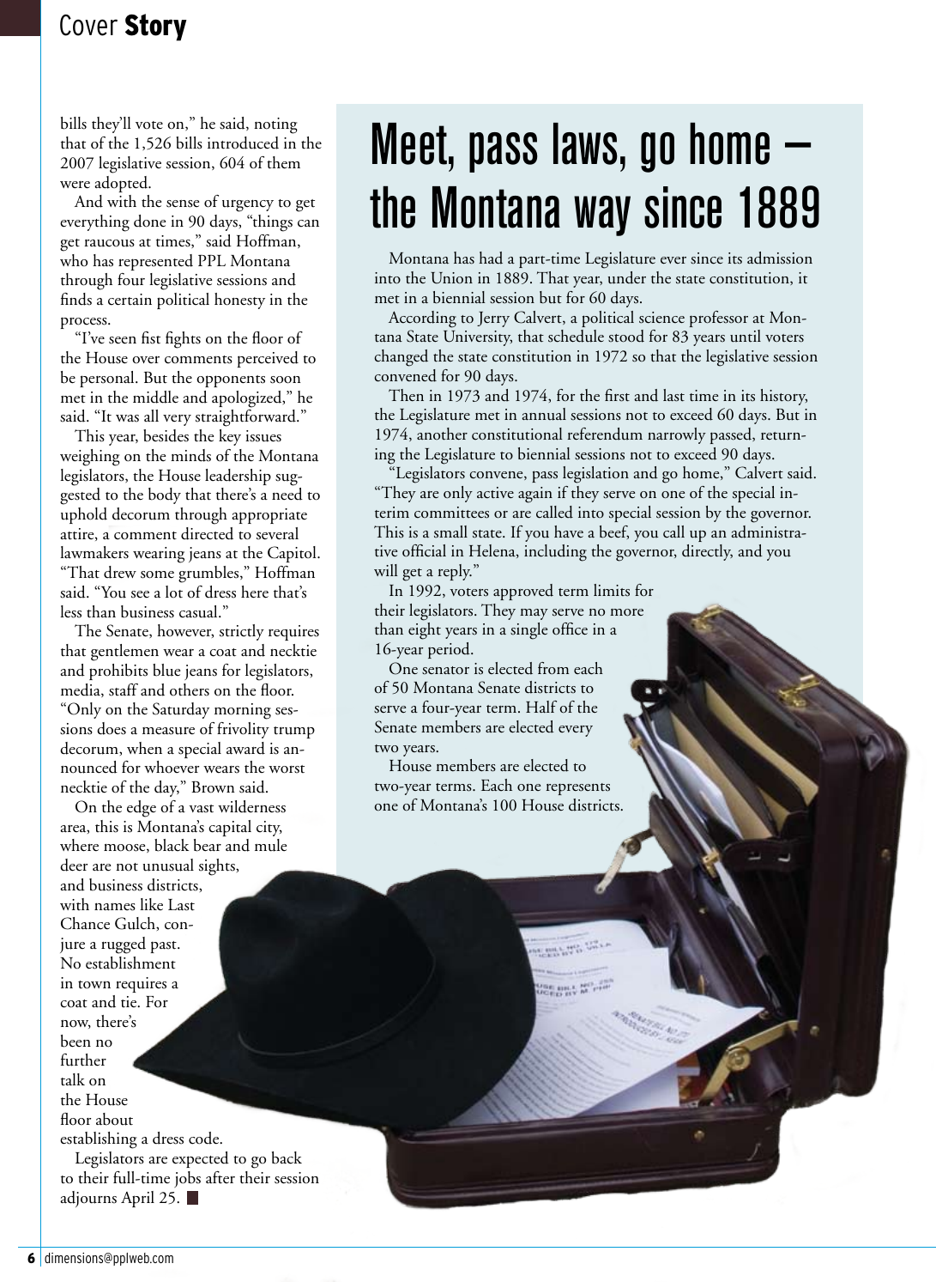bills they'll vote on," he said, noting that of the 1,526 bills introduced in the 2007 legislative session, 604 of them were adopted.

And with the sense of urgency to get everything done in 90 days, "things can get raucous at times," said Hoffman, who has represented PPL Montana through four legislative sessions and finds a certain political honesty in the process.

"I've seen fist fights on the floor of the House over comments perceived to be personal. But the opponents soon met in the middle and apologized," he said. "It was all very straightforward."

This year, besides the key issues weighing on the minds of the Montana legislators, the House leadership suggested to the body that there's a need to uphold decorum through appropriate attire, a comment directed to several lawmakers wearing jeans at the Capitol. "That drew some grumbles," Hoffman said. "You see a lot of dress here that's less than business casual."

The Senate, however, strictly requires that gentlemen wear a coat and necktie and prohibits blue jeans for legislators, media, staff and others on the floor. "Only on the Saturday morning sessions does a measure of frivolity trump decorum, when a special award is announced for whoever wears the worst necktie of the day," Brown said.

On the edge of a vast wilderness area, this is Montana's capital city, where moose, black bear and mule deer are not unusual sights, and business districts, with names like Last Chance Gulch, conjure a rugged past. No establishment in town requires a coat and tie. For now, there's been no further talk on the House floor about establishing a dress code.

Legislators are expected to go back to their full-time jobs after their session adjourns April 25. ■

# Meet, pass laws, go home – the Montana way since 1889

Montana has had a part-time Legislature ever since its admission into the Union in 1889. That year, under the state constitution, it met in a biennial session but for 60 days.

According to Jerry Calvert, a political science professor at Montana State University, that schedule stood for 83 years until voters changed the state constitution in 1972 so that the legislative session convened for 90 days.

Then in 1973 and 1974, for the first and last time in its history, the Legislature met in annual sessions not to exceed 60 days. But in 1974, another constitutional referendum narrowly passed, returning the Legislature to biennial sessions not to exceed 90 days.

"Legislators convene, pass legislation and go home," Calvert said. "They are only active again if they serve on one of the special interim committees or are called into special session by the governor. This is a small state. If you have a beef, you call up an administrative official in Helena, including the governor, directly, and you will get a reply."

In 1992, voters approved term limits for their legislators. They may serve no more than eight years in a single office in a 16-year period.

One senator is elected from each of 50 Montana Senate districts to serve a four-year term. Half of the Senate members are elected every two years.

House members are elected to two-year terms. Each one represents one of Montana's 100 House districts.